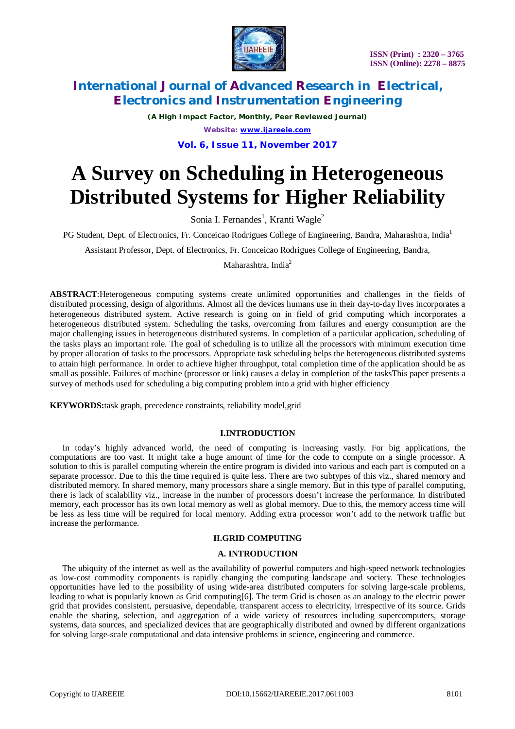# A Survey on Scheduling in Heterogeneous Distributed Systems for Higher Reliability

Sonia I. Fernandes[1], Kranti Wagle[2]

PG Student, Dept. of Electronics, Fr. Conceicao Rodrigues College of Engineering, Bandra, Maharashtra, India[1]

Assistant Professor, Dept. of Electronics, Fr. Conceicao Rodrigues College of Engineering, Bandra, Maharashtra, India[2]

**ABSTRACT**:Heterogeneous computing systems create unlimited opportunities and challenges in the fields of distributed processing, design of algorithms. Almost all the devices humans use in their day-to-day lives incorporates a heterogeneous distributed system. Active research is going on in field of grid computing which incorporates a heterogeneous distributed system. Scheduling the tasks, overcoming from failures and energy consumption are the major challenging issues in heterogeneous distributed systems. In completion of a particular application, scheduling of the tasks plays an important role. The goal of scheduling is to utilize all the processors with minimum execution time by proper allocation of tasks to the processors. Appropriate task scheduling helps the heterogeneous distributed systems to attain high performance. In order to achieve higher throughput, total completion time of the application should be as small as possible. Failures of machine (processor or link) causes a delay in completion of the tasksThis paper presents a survey of methods used for scheduling a big computing problem into a grid with higher efficiency

**KEYWORDS:**task graph, precedence constraints, reliability model,grid

## I.INTRODUCTION

In today's highly advanced world, the need of computing is increasing vastly. For big applications, the computations are too vast. It might take a huge amount of time for the code to compute on a single processor. A solution to this is parallel computing wherein the entire program is divided into various and each part is computed on a separate processor. Due to this the time required is quite less. There are two subtypes of this viz., shared memory and distributed memory. In shared memory, many processors share a single memory. But in this type of parallel computing, there is lack of scalability viz., increase in the number of processors doesn't increase the performance. In distributed memory, each processor has its own local memory as well as global memory. Due to this, the memory access time will be less as less time will be required for local memory. Adding extra processor won't add to the network traffic but increase the performance.

## II.GRID COMPUTING

### A. INTRODUCTION

The ubiquity of the internet as well as the availability of powerful computers and high-speed network technologies as low-cost commodity components is rapidly changing the computing landscape and society. These technologies opportunities have led to the possibility of using wide-area distributed computers for solving large-scale problems, leading to what is popularly known as Grid computing[6]. The term Grid is chosen as an analogy to the electric power grid that provides consistent, persuasive, dependable, transparent access to electricity, irrespective of its source. Grids enable the sharing, selection, and aggregation of a wide variety of resources including supercomputers, storage systems, data sources, and specialized devices that are geographically distributed and owned by different organizations for solving large-scale computational and data intensive problems in science, engineering and commerce.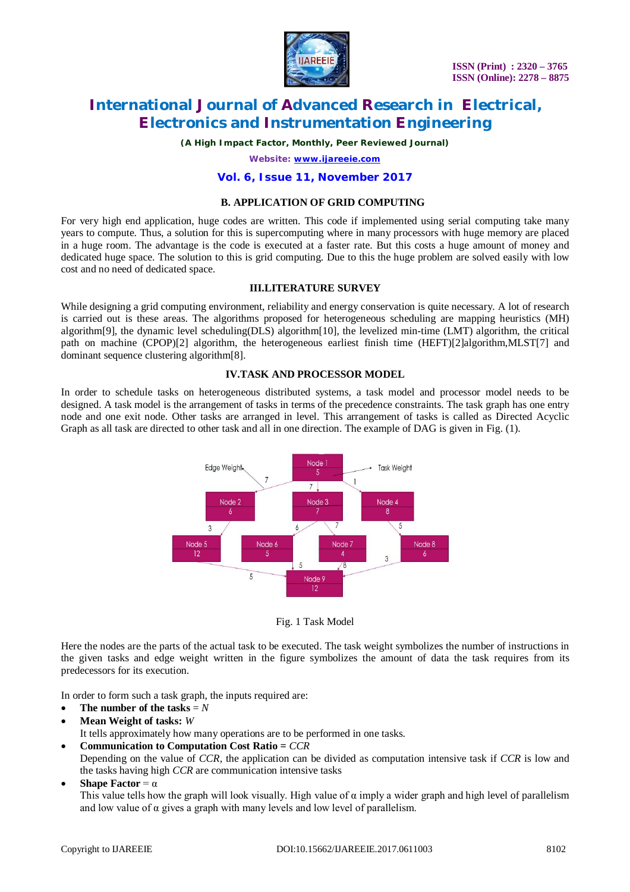### B. APPLICATION OF GRID COMPUTING

For very high end application, huge codes are written. This code if implemented using serial computing take many years to compute. Thus, a solution for this is supercomputing where in many processors with huge memory are placed in a huge room. The advantage is the code is executed at a faster rate. But this costs a huge amount of money and dedicated huge space. The solution to this is grid computing. Due to this the huge problem are solved easily with low cost and no need of dedicated space.

## III.LITERATURE SURVEY

While designing a grid computing environment, reliability and energy conservation is quite necessary. A lot of research is carried out is these areas. The algorithms proposed for heterogeneous scheduling are mapping heuristics (MH) algorithm[9], the dynamic level scheduling(DLS) algorithm[10], the levelized min-time (LMT) algorithm, the critical path on machine (CPOP)[2] algorithm, the heterogeneous earliest finish time (HEFT)[2]algorithm,MLST[7] and dominant sequence clustering algorithm[8].

## IV.TASK AND PROCESSOR MODEL

In order to schedule tasks on heterogeneous distributed systems, a task model and processor model needs to be designed. A task model is the arrangement of tasks in terms of the precedence constraints. The task graph has one entry node and one exit node. Other tasks are arranged in level. This arrangement of tasks is called as Directed Acyclic Graph as all task are directed to other task and all in one direction. The example of DAG is given in Fig. (1).

Fig. 1 Task Model

Here the nodes are the parts of the actual task to be executed. The task weight symbolizes the number of instructions in the given tasks and edge weight written in the figure symbolizes the amount of data the task requires from its predecessors for its execution.

In order to form such a task graph, the inputs required are:

- **The number of the tasks** = *N*
- **Mean Weight of tasks:** *W*
  It tells approximately how many operations are to be performed in one tasks.
- **Communication to Computation Cost Ratio =** *CCR*
  Depending on the value of *CCR*, the application can be divided as computation intensive task if *CCR* is low and the tasks having high *CCR* are communication intensive tasks
- **Shape Factor** = $\alpha$
  This value tells how the graph will look visually. High value of $\alpha$ imply a wider graph and high level of parallelism and low value of $\alpha$ gives a graph with many levels and low level of parallelism.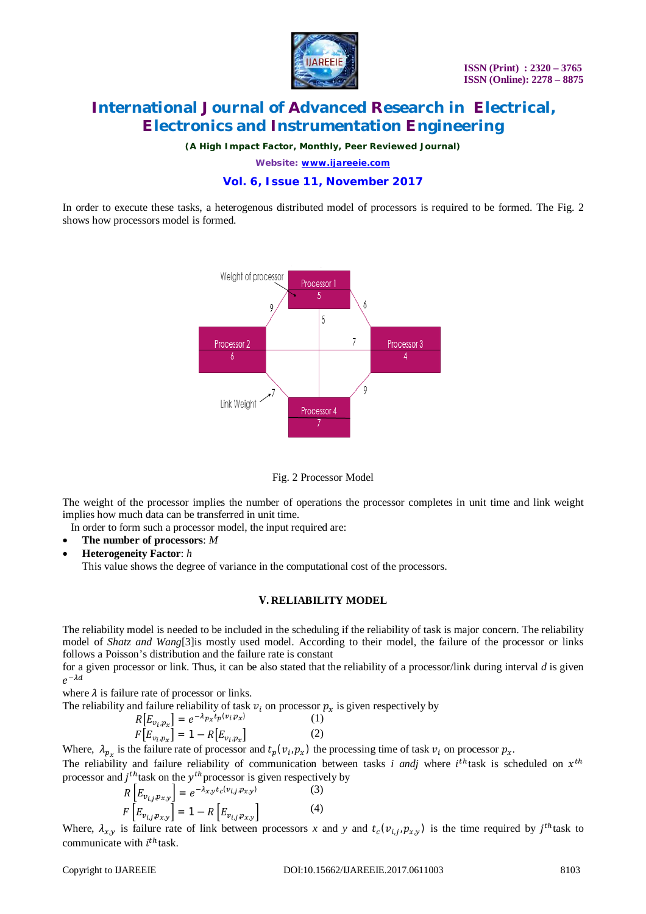In order to execute these tasks, a heterogenous distributed model of processors is required to be formed. The Fig. 2 shows how processors model is formed.

Fig. 2 Processor Model

The weight of the processor implies the number of operations the processor completes in unit time and link weight implies how much data can be transferred in unit time.

In order to form such a processor model, the input required are:

- **The number of processors**: *M*
- **Heterogeneity Factor**: *h*
  This value shows the degree of variance in the computational cost of the processors.

## V. RELIABILITY MODEL

The reliability model is needed to be included in the scheduling if the reliability of task is major concern. The reliability model of *Shatz and Wang*[3]is mostly used model. According to their model, the failure of the processor or links follows a Poisson's distribution and the failure rate is constant

for a given processor or link. Thus, it can be also stated that the reliability of a processor/link during interval *d* is given $e^{-\lambda d}$

where $\lambda$ is failure rate of processor or links.

The reliability and failure reliability of task $v_i$ on processor $p_x$ is given respectively by

$$R\left[E_{v_i,p_x}\right] = e^{-\lambda_{p_x} t_p(v_i,p_x)} \qquad (1)$$

$$F\left[E_{v_i,p_x}\right] = 1 - R\left[E_{v_i,p_x}\right] \qquad (2)$$

Where, $\lambda_{p_x}$ is the failure rate of processor and $t_p(v_i,p_x)$ the processing time of task $v_i$ on processor $p_x$.

The reliability and failure reliability of communication between tasks *i andj* where $i^{th}$task is scheduled on $x^{th}$ processor and $j^{th}$task on the $y^{th}$processor is given respectively by

$$R\left[E_{v_{i,j},p_{x,y}}\right] = e^{-\lambda_{x,y} t_c(v_{i,j},p_{x,y})} \qquad (3)$$

$$F\left[E_{v_{i,j},p_{x,y}}\right] = 1 - R\left[E_{v_{i,j},p_{x,y}}\right] \qquad (4)$$

Where, $\lambda_{x,y}$ is failure rate of link between processors *x* and *y* and $t_c(v_{i,j},p_{x,y})$ is the time required by $j^{th}$task to communicate with $i^{th}$task.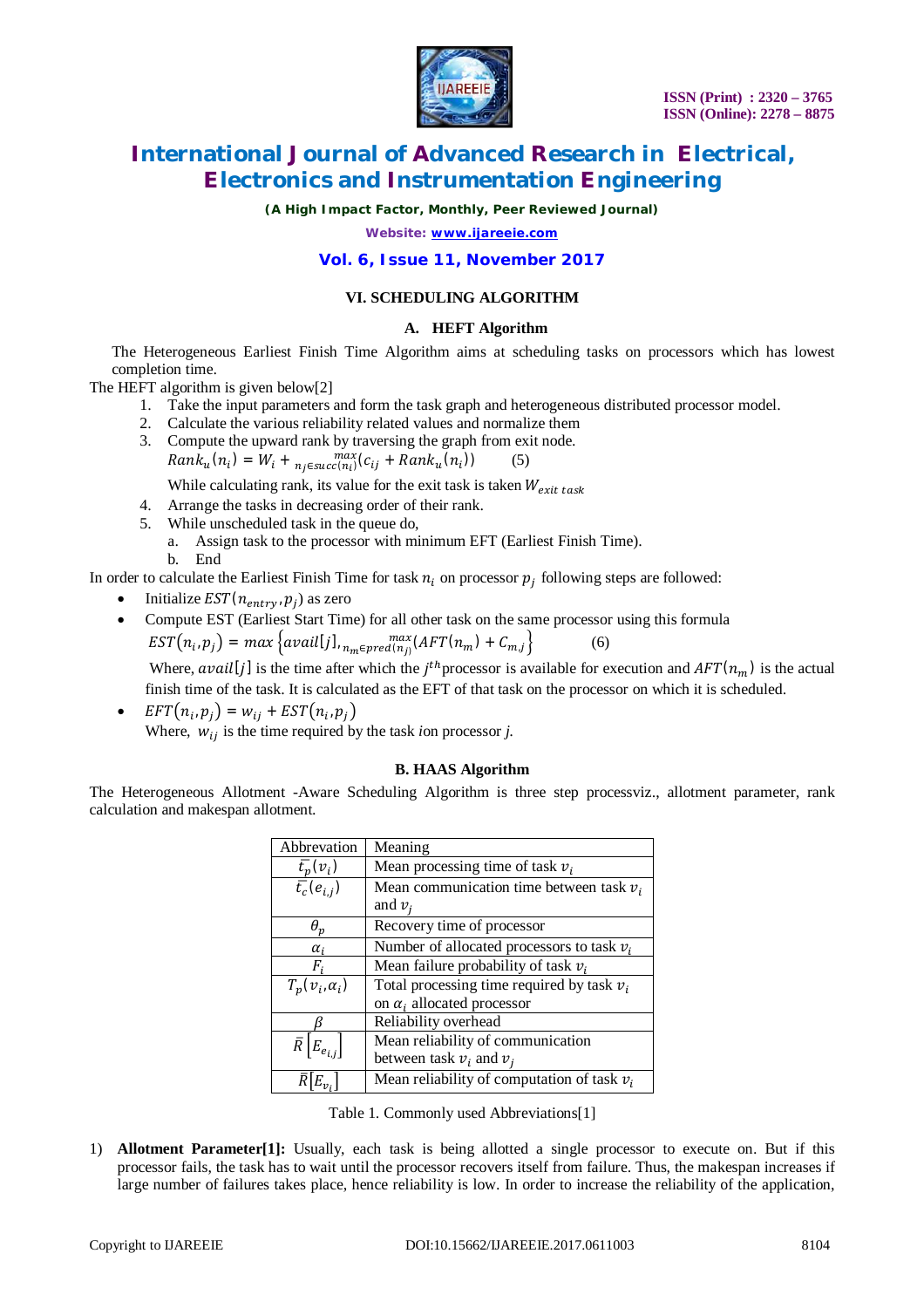## VI. SCHEDULING ALGORITHM

### A. HEFT Algorithm

The Heterogeneous Earliest Finish Time Algorithm aims at scheduling tasks on processors which has lowest completion time.

The HEFT algorithm is given below[2]

1. Take the input parameters and form the task graph and heterogeneous distributed processor model.
2. Calculate the various reliability related values and normalize them
3. Compute the upward rank by traversing the graph from exit node.

   $$Rank_u(n_i) = W_i + \max_{n_j \in succ(n_i)} (c_{ij} + Rank_u(n_i)) \qquad (5)$$

   While calculating rank, its value for the exit task is taken $W_{exit\ task}$
4. Arrange the tasks in decreasing order of their rank.
5. While unscheduled task in the queue do,
   a. Assign task to the processor with minimum EFT (Earliest Finish Time).
   b. End

In order to calculate the Earliest Finish Time for task $n_i$ on processor $p_j$ following steps are followed:

- Initialize $EST(n_{entry}, p_j)$ as zero
- Compute EST (Earliest Start Time) for all other task on the same processor using this formula

  $$EST(n_i, p_j) = max\left\{avail[j], \max_{n_m \in pred(n_j)} (AFT(n_m) + C_{m,j}\right\} \qquad (6)$$

  Where, $avail[j]$ is the time after which the $j^{th}$ processor is available for execution and $AFT(n_m)$ is the actual finish time of the task. It is calculated as the EFT of that task on the processor on which it is scheduled.
- $EFT(n_i, p_j) = w_{ij} + EST(n_i, p_j)$

  Where, $w_{ij}$ is the time required by the task *i*on processor *j*.

### B. HAAS Algorithm

The Heterogeneous Allotment -Aware Scheduling Algorithm is three step processviz., allotment parameter, rank calculation and makespan allotment.

| Abbrevation | Meaning |
|---|---|
| $\bar{t_p}(v_i)$ | Mean processing time of task $v_i$ |
| $\bar{t_c}(e_{i,j})$ | Mean communication time between task $v_i$ and $v_j$ |
| $\theta_p$ | Recovery time of processor |
| $\alpha_i$ | Number of allocated processors to task $v_i$ |
| $F_i$ | Mean failure probability of task $v_i$ |
| $T_p(v_i, \alpha_i)$ | Total processing time required by task $v_i$ on $\alpha_i$ allocated processor |
| $\beta$ | Reliability overhead |
| $\bar{R}\left[E_{e_{i,j}}\right]$ | Mean reliability of communication between task $v_i$ and $v_j$ |
| $\bar{R}\left[E_{v_i}\right]$ | Mean reliability of computation of task $v_i$ |

Table 1. Commonly used Abbreviations[1]

1) **Allotment Parameter[1]:** Usually, each task is being allotted a single processor to execute on. But if this processor fails, the task has to wait until the processor recovers itself from failure. Thus, the makespan increases if large number of failures takes place, hence reliability is low. In order to increase the reliability of the application,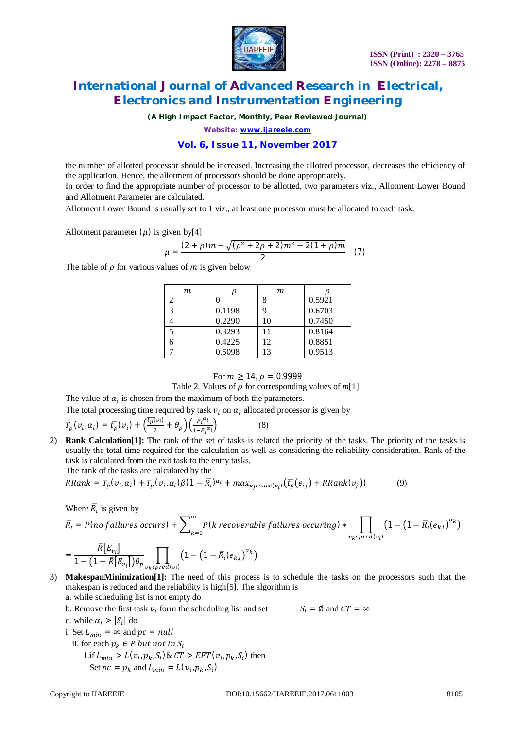the number of allotted processor should be increased. Increasing the allotted processor, decreases the efficiency of the application. Hence, the allotment of processors should be done appropriately.

In order to find the appropriate number of processor to be allotted, two parameters viz., Allotment Lower Bound and Allotment Parameter are calculated.

Allotment Lower Bound is usually set to 1 viz., at least one processor must be allocated to each task.

Allotment parameter ($\mu$) is given by[4]

$$\mu = \frac{(2+\rho)m - \sqrt{(\rho^2 + 2\rho + 2)m^2 - 2(1+\rho)m}}{2} \quad (7)$$

The table of $\rho$ for various values of $m$ is given below

| $m$ | $\rho$ | $m$ | $\rho$ |
|---|---|---|---|
| 2 | 0 | 8 | 0.5921 |
| 3 | 0.1198 | 9 | 0.6703 |
| 4 | 0.2290 | 10 | 0.7450 |
| 5 | 0.3293 | 11 | 0.8164 |
| 6 | 0.4225 | 12 | 0.8851 |
| 7 | 0.5098 | 13 | 0.9513 |

For $m \geq 14, \rho = 0.9999$

Table 2. Values of $\rho$ for corresponding values of $m$[1]

The value of $\alpha_i$ is chosen from the maximum of both the parameters.

The total processing time required by task $v_i$ on $\alpha_i$ allocated processor is given by

$$T_p(v_i, \alpha_i) = \bar{t_p}(v_i) + \left(\frac{\bar{t_p}(v_i)}{2} + \theta_p\right)\left(\frac{F_i^{\alpha_i}}{1 - F_i^{\alpha_i}}\right) \quad (8)$$

2) **Rank Calculation[1]:** The rank of the set of tasks is related the priority of the tasks. The priority of the tasks is usually the total time required for the calculation as well as considering the reliability consideration. Rank of the task is calculated from the exit task to the entry tasks.

The rank of the tasks are calculated by the

$$RRank = T_p(v_i, \alpha_i) + T_p(v_i, \alpha_i)\beta(1 - \bar{R}_i)^{\alpha_i} + max_{v_j \epsilon succ(v_i)}\left(\bar{t_p}(e_{ij}) + RRank(v_j)\right) \quad (9)$$

Where $\bar{R}_i$ is given by

$$\bar{R}_i = P(no\ failures\ occurs) + \sum_{k=0}^{\infty} P(k\ recoverable\ failures\ occuring) * \prod_{v_k \epsilon pred(v_i)} \left(1 - \left(1 - \bar{R}_i(e_{k,i})\right)^{\alpha_k}\right)$$

$$= \frac{\bar{R}[E_{v_i}]}{1 - (1 - \bar{R}[E_{v_i}])\theta_p} \prod_{v_k \epsilon pred(v_i)} \left(1 - \left(1 - \bar{R}_i(e_{k,i})\right)^{\alpha_k}\right)$$

3) **MakespanMinimization[1]:** The need of this process is to schedule the tasks on the processors such that the makespan is reduced and the reliability is high[5]. The algorithm is

a. while scheduling list is not empty do

b. Remove the first task $v_i$ form the scheduling list and set $S_i = \emptyset$ and $CT = \infty$

c. while $\alpha_i > |S_i|$ do

i. Set $L_{min} = \infty$ and $pc = null$

ii. for each $p_k \in P$ *but not in* $S_i$

1.if $L_{min} > L(v_i, p_k, S_i)$ & $CT > EFT(v_i, p_k, S_i)$ then

Set $pc = p_k$ and $L_{min} = L(v_i, p_k, S_i)$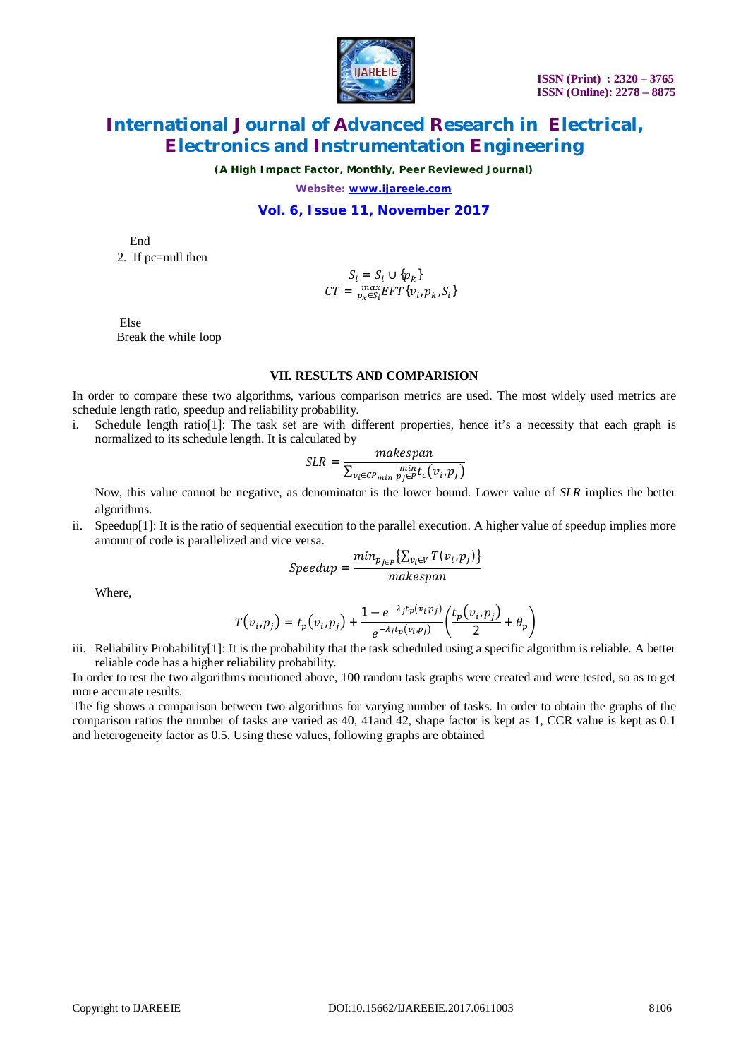End

2. If pc=null then

$$S_i = S_i \cup \{p_k\}$$
$$CT = \max_{p_x \in S_i} EFT\{v_i, p_k, S_i\}$$

Else

Break the while loop

### VII. RESULTS AND COMPARISION

In order to compare these two algorithms, various comparison metrics are used. The most widely used metrics are schedule length ratio, speedup and reliability probability.

i. Schedule length ratio[1]: The task set are with different properties, hence it's a necessity that each graph is normalized to its schedule length. It is calculated by

$$SLR = \frac{makespan}{\sum_{v_i \in CP_{min}} \min_{p_j \in P} t_c(v_i, p_j)}$$

Now, this value cannot be negative, as denominator is the lower bound. Lower value of *SLR* implies the better algorithms.

ii. Speedup[1]: It is the ratio of sequential execution to the parallel execution. A higher value of speedup implies more amount of code is parallelized and vice versa.

$$Speedup = \frac{min_{p_{j \in P}}\{\sum_{v_i \in V} T(v_i, p_j)\}}{makespan}$$

Where,

$$T(v_i, p_j) = t_p(v_i, p_j) + \frac{1 - e^{-\lambda_j t_p(v_i, p_j)}}{e^{-\lambda_j t_p(v_i, p_j)}}\left(\frac{t_p(v_i, p_j)}{2} + \theta_p\right)$$

iii. Reliability Probability[1]: It is the probability that the task scheduled using a specific algorithm is reliable. A better reliable code has a higher reliability probability.

In order to test the two algorithms mentioned above, 100 random task graphs were created and were tested, so as to get more accurate results.

The fig shows a comparison between two algorithms for varying number of tasks. In order to obtain the graphs of the comparison ratios the number of tasks are varied as 40, 41and 42, shape factor is kept as 1, CCR value is kept as 0.1 and heterogeneity factor as 0.5. Using these values, following graphs are obtained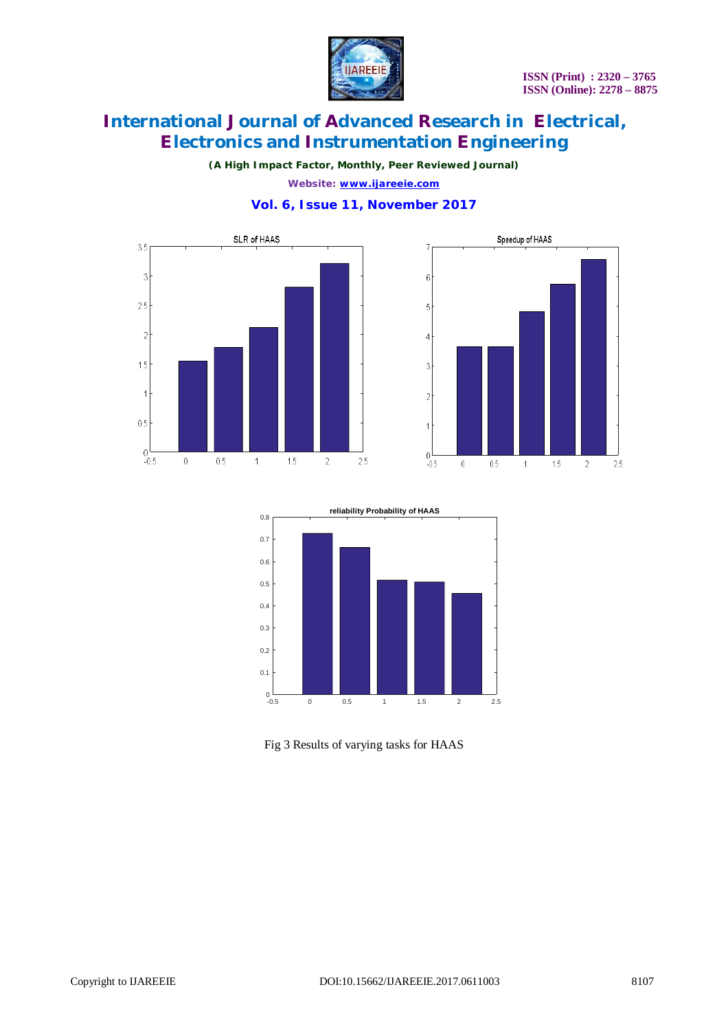Fig 3 Results of varying tasks for HAAS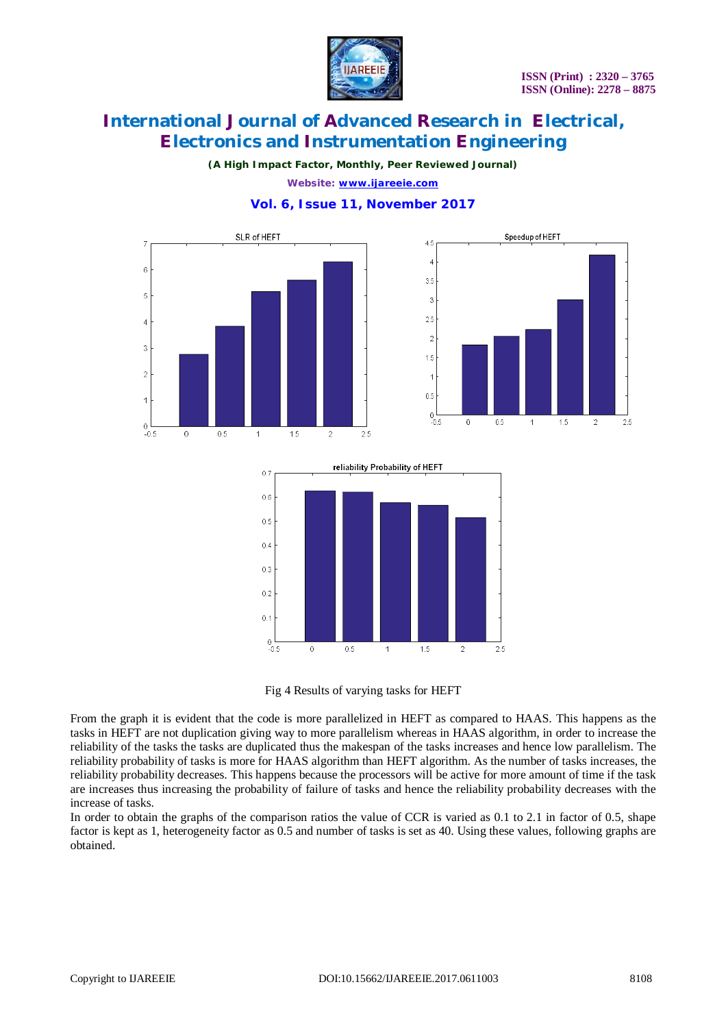Fig 4 Results of varying tasks for HEFT

From the graph it is evident that the code is more parallelized in HEFT as compared to HAAS. This happens as the tasks in HEFT are not duplication giving way to more parallelism whereas in HAAS algorithm, in order to increase the reliability of the tasks the tasks are duplicated thus the makespan of the tasks increases and hence low parallelism. The reliability probability of tasks is more for HAAS algorithm than HEFT algorithm. As the number of tasks increases, the reliability probability decreases. This happens because the processors will be active for more amount of time if the task are increases thus increasing the probability of failure of tasks and hence the reliability probability decreases with the increase of tasks.

In order to obtain the graphs of the comparison ratios the value of CCR is varied as 0.1 to 2.1 in factor of 0.5, shape factor is kept as 1, heterogeneity factor as 0.5 and number of tasks is set as 40. Using these values, following graphs are obtained.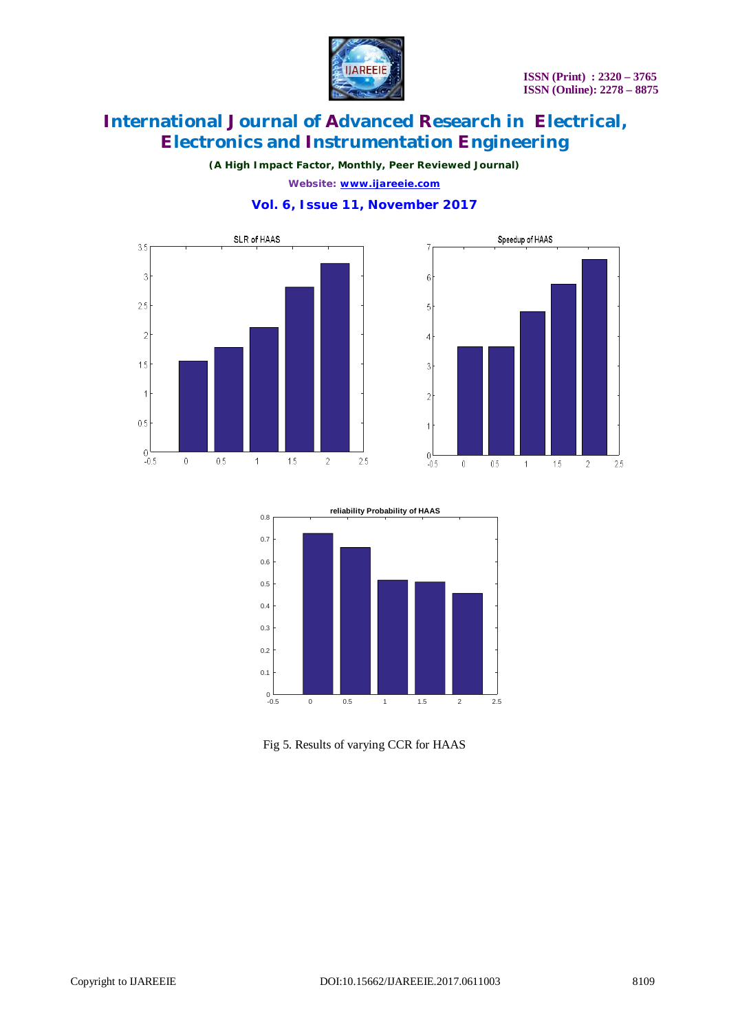Fig 5. Results of varying CCR for HAAS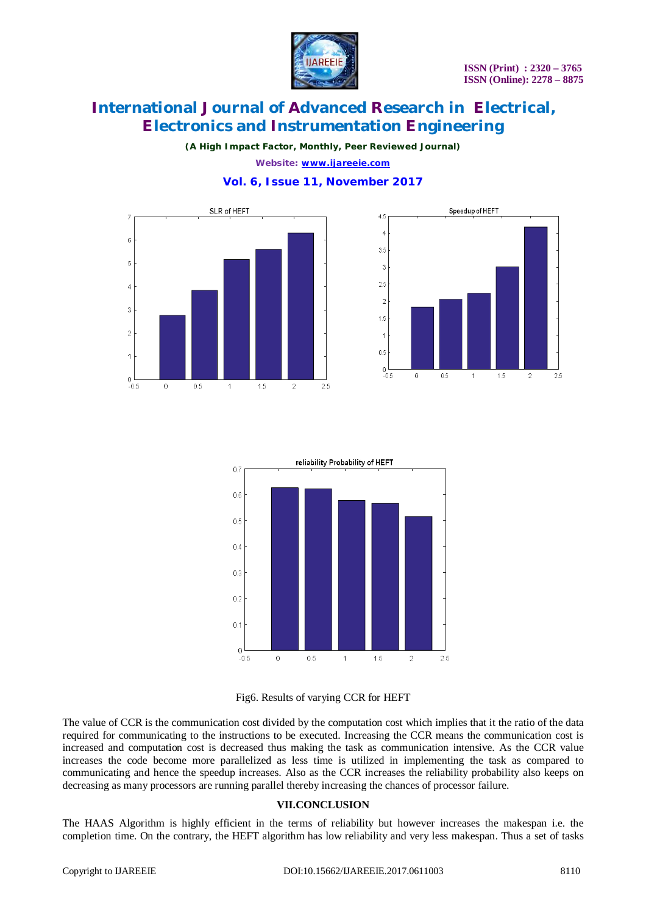Fig6. Results of varying CCR for HEFT

The value of CCR is the communication cost divided by the computation cost which implies that it the ratio of the data required for communicating to the instructions to be executed. Increasing the CCR means the communication cost is increased and computation cost is decreased thus making the task as communication intensive. As the CCR value increases the code become more parallelized as less time is utilized in implementing the task as compared to communicating and hence the speedup increases. Also as the CCR increases the reliability probability also keeps on decreasing as many processors are running parallel thereby increasing the chances of processor failure.

## VII.CONCLUSION

The HAAS Algorithm is highly efficient in the terms of reliability but however increases the makespan i.e. the completion time. On the contrary, the HEFT algorithm has low reliability and very less makespan. Thus a set of tasks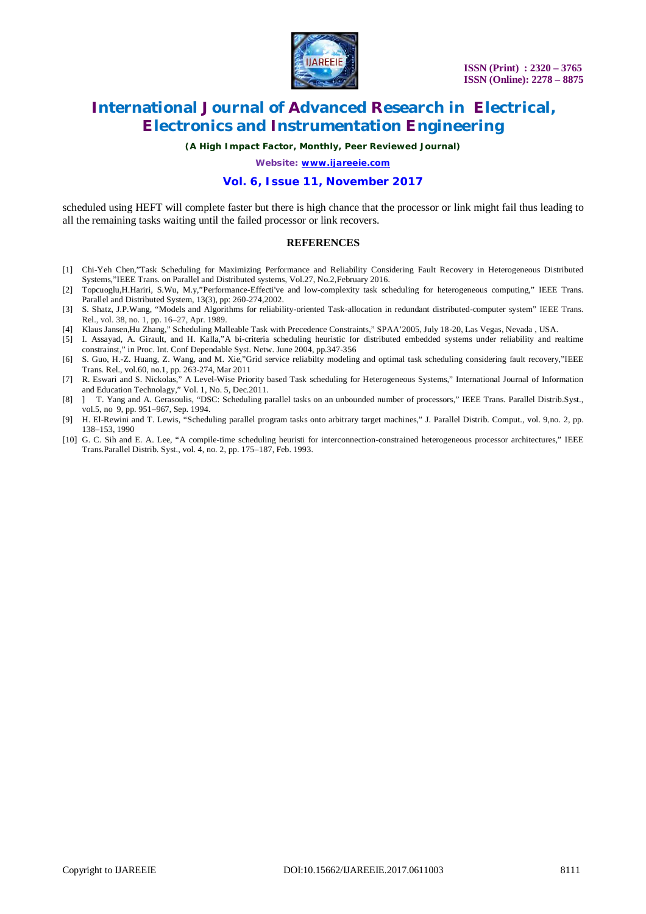scheduled using HEFT will complete faster but there is high chance that the processor or link might fail thus leading to all the remaining tasks waiting until the failed processor or link recovers.

## REFERENCES

[1] Chi-Yeh Chen,"Task Scheduling for Maximizing Performance and Reliability Considering Fault Recovery in Heterogeneous Distributed Systems,"IEEE Trans. on Parallel and Distributed systems, Vol.27, No.2,February 2016.

[2] Topcuoglu,H.Hariri, S.Wu, M.y,"Performance-Effecti've and low-complexity task scheduling for heterogeneous computing," IEEE Trans. Parallel and Distributed System, 13(3), pp: 260-274,2002.

[3] S. Shatz, J.P.Wang, "Models and Algorithms for reliability-oriented Task-allocation in redundant distributed-computer system" IEEE Trans. Rel., vol. 38, no. 1, pp. 16–27, Apr. 1989.

[4] Klaus Jansen,Hu Zhang," Scheduling Malleable Task with Precedence Constraints," SPAA'2005, July 18-20, Las Vegas, Nevada , USA.

[5] I. Assayad, A. Girault, and H. Kalla,"A bi-criteria scheduling heuristic for distributed embedded systems under reliability and realtime constrainst," in Proc. Int. Conf Dependable Syst. Netw. June 2004, pp.347-356

[6] S. Guo, H.-Z. Huang, Z. Wang, and M. Xie,"Grid service reliabilty modeling and optimal task scheduling considering fault recovery,"IEEE Trans. Rel., vol.60, no.1, pp. 263-274, Mar 2011

[7] R. Eswari and S. Nickolas," A Level-Wise Priority based Task scheduling for Heterogeneous Systems," International Journal of Information and Education Technology," Vol. 1, No. 5, Dec.2011.

[8] ] T. Yang and A. Gerasoulis, "DSC: Scheduling parallel tasks on an unbounded number of processors," IEEE Trans. Parallel Distrib.Syst., vol.5, no 9, pp. 951–967, Sep. 1994.

[9] H. El-Rewini and T. Lewis, "Scheduling parallel program tasks onto arbitrary target machines," J. Parallel Distrib. Comput., vol. 9,no. 2, pp. 138–153, 1990

[10] G. C. Sih and E. A. Lee, "A compile-time scheduling heuristi for interconnection-constrained heterogeneous processor architectures," IEEE Trans.Parallel Distrib. Syst., vol. 4, no. 2, pp. 175–187, Feb. 1993.